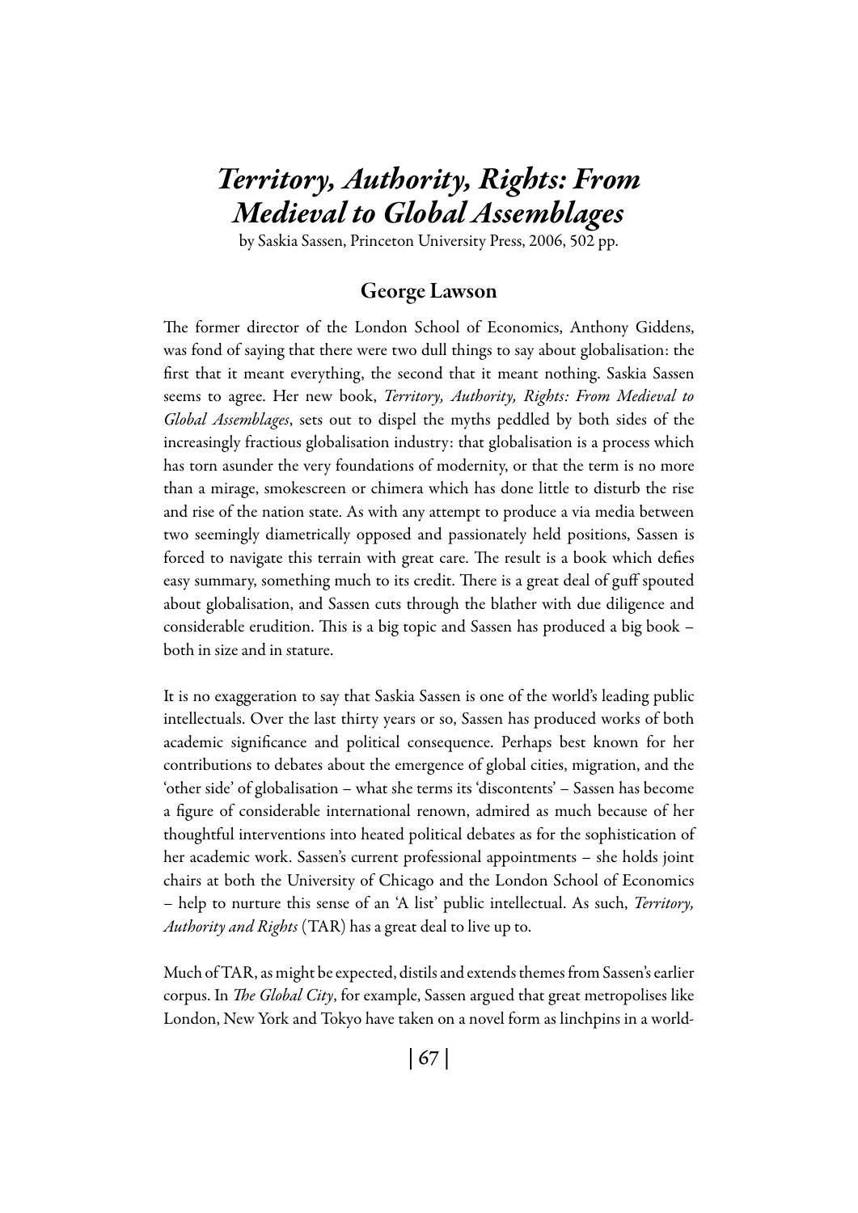# *Territory, Authority, Rights: From Medieval to Global Assemblages*

by Saskia Sassen, Princeton University Press, 2006, 502 pp.

## George Lawson

The former director of the London School of Economics, Anthony Giddens, was fond of saying that there were two dull things to say about globalisation: the first that it meant everything, the second that it meant nothing. Saskia Sassen seems to agree. Her new book, *Territory, Authority, Rights: From Medieval to Global Assemblages*, sets out to dispel the myths peddled by both sides of the increasingly fractious globalisation industry: that globalisation is a process which has torn asunder the very foundations of modernity, or that the term is no more than a mirage, smokescreen or chimera which has done little to disturb the rise and rise of the nation state. As with any attempt to produce a via media between two seemingly diametrically opposed and passionately held positions, Sassen is forced to navigate this terrain with great care. The result is a book which defies easy summary, something much to its credit. There is a great deal of guff spouted about globalisation, and Sassen cuts through the blather with due diligence and considerable erudition. This is a big topic and Sassen has produced a big book – both in size and in stature.

It is no exaggeration to say that Saskia Sassen is one of the world's leading public intellectuals. Over the last thirty years or so, Sassen has produced works of both academic significance and political consequence. Perhaps best known for her contributions to debates about the emergence of global cities, migration, and the 'other side' of globalisation – what she terms its 'discontents' – Sassen has become a figure of considerable international renown, admired as much because of her thoughtful interventions into heated political debates as for the sophistication of her academic work. Sassen's current professional appointments – she holds joint chairs at both the University of Chicago and the London School of Economics – help to nurture this sense of an 'A list' public intellectual. As such, *Territory, Authority and Rights* (TAR) has a great deal to live up to.

Much of TAR, as might be expected, distils and extends themes from Sassen's earlier corpus. In *The Global City*, for example, Sassen argued that great metropolises like London, New York and Tokyo have taken on a novel form as linchpins in a world-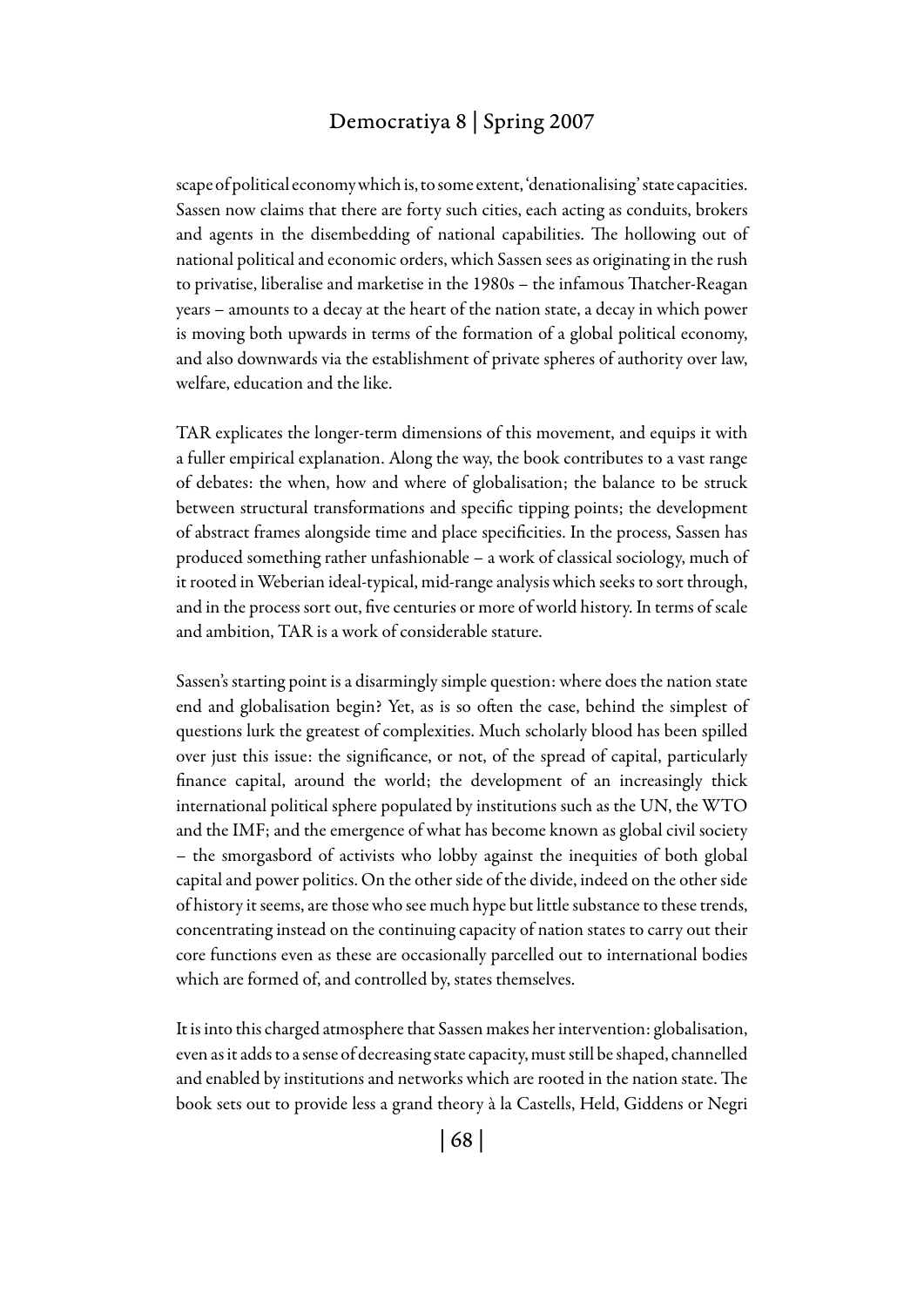scape of political economy which is, to some extent, 'denationalising' state capacities. Sassen now claims that there are forty such cities, each acting as conduits, brokers and agents in the disembedding of national capabilities. The hollowing out of national political and economic orders, which Sassen sees as originating in the rush to privatise, liberalise and marketise in the 1980s – the infamous Thatcher-Reagan years – amounts to a decay at the heart of the nation state, a decay in which power is moving both upwards in terms of the formation of a global political economy, and also downwards via the establishment of private spheres of authority over law, welfare, education and the like.

TAR explicates the longer-term dimensions of this movement, and equips it with a fuller empirical explanation. Along the way, the book contributes to a vast range of debates: the when, how and where of globalisation; the balance to be struck between structural transformations and specific tipping points; the development of abstract frames alongside time and place specificities. In the process, Sassen has produced something rather unfashionable – a work of classical sociology, much of it rooted in Weberian ideal-typical, mid-range analysis which seeks to sort through, and in the process sort out, five centuries or more of world history. In terms of scale and ambition, TAR is a work of considerable stature.

Sassen's starting point is a disarmingly simple question: where does the nation state end and globalisation begin? Yet, as is so often the case, behind the simplest of questions lurk the greatest of complexities. Much scholarly blood has been spilled over just this issue: the significance, or not, of the spread of capital, particularly finance capital, around the world; the development of an increasingly thick international political sphere populated by institutions such as the UN, the WTO and the IMF; and the emergence of what has become known as global civil society – the smorgasbord of activists who lobby against the inequities of both global capital and power politics. On the other side of the divide, indeed on the other side of history it seems, are those who see much hype but little substance to these trends, concentrating instead on the continuing capacity of nation states to carry out their core functions even as these are occasionally parcelled out to international bodies which are formed of, and controlled by, states themselves.

It is into this charged atmosphere that Sassen makes her intervention: globalisation, even as it adds to a sense of decreasing state capacity, must still be shaped, channelled and enabled by institutions and networks which are rooted in the nation state. The book sets out to provide less a grand theory à la Castells, Held, Giddens or Negri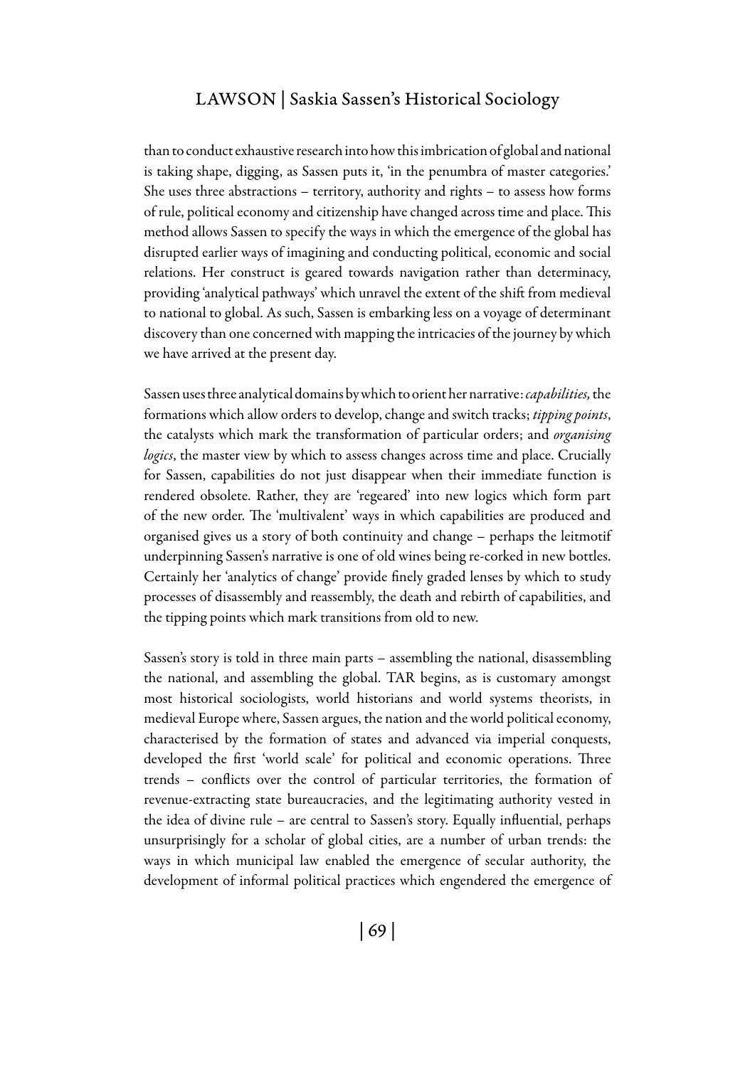than to conduct exhaustive research into how this imbrication of global and national is taking shape, digging, as Sassen puts it, 'in the penumbra of master categories.' She uses three abstractions – territory, authority and rights – to assess how forms of rule, political economy and citizenship have changed across time and place. This method allows Sassen to specify the ways in which the emergence of the global has disrupted earlier ways of imagining and conducting political, economic and social relations. Her construct is geared towards navigation rather than determinacy, providing 'analytical pathways' which unravel the extent of the shift from medieval to national to global. As such, Sassen is embarking less on a voyage of determinant discovery than one concerned with mapping the intricacies of the journey by which we have arrived at the present day.

Sassen uses three analytical domains by which to orient her narrative: *capabilities,* the formations which allow orders to develop, change and switch tracks; *tipping points*, the catalysts which mark the transformation of particular orders; and *organising logics*, the master view by which to assess changes across time and place. Crucially for Sassen, capabilities do not just disappear when their immediate function is rendered obsolete. Rather, they are 'regeared' into new logics which form part of the new order. The 'multivalent' ways in which capabilities are produced and organised gives us a story of both continuity and change – perhaps the leitmotif underpinning Sassen's narrative is one of old wines being re-corked in new bottles. Certainly her 'analytics of change' provide finely graded lenses by which to study processes of disassembly and reassembly, the death and rebirth of capabilities, and the tipping points which mark transitions from old to new.

Sassen's story is told in three main parts – assembling the national, disassembling the national, and assembling the global. TAR begins, as is customary amongst most historical sociologists, world historians and world systems theorists, in medieval Europe where, Sassen argues, the nation and the world political economy, characterised by the formation of states and advanced via imperial conquests, developed the first 'world scale' for political and economic operations. Three trends – conflicts over the control of particular territories, the formation of revenue-extracting state bureaucracies, and the legitimating authority vested in the idea of divine rule – are central to Sassen's story. Equally influential, perhaps unsurprisingly for a scholar of global cities, are a number of urban trends: the ways in which municipal law enabled the emergence of secular authority, the development of informal political practices which engendered the emergence of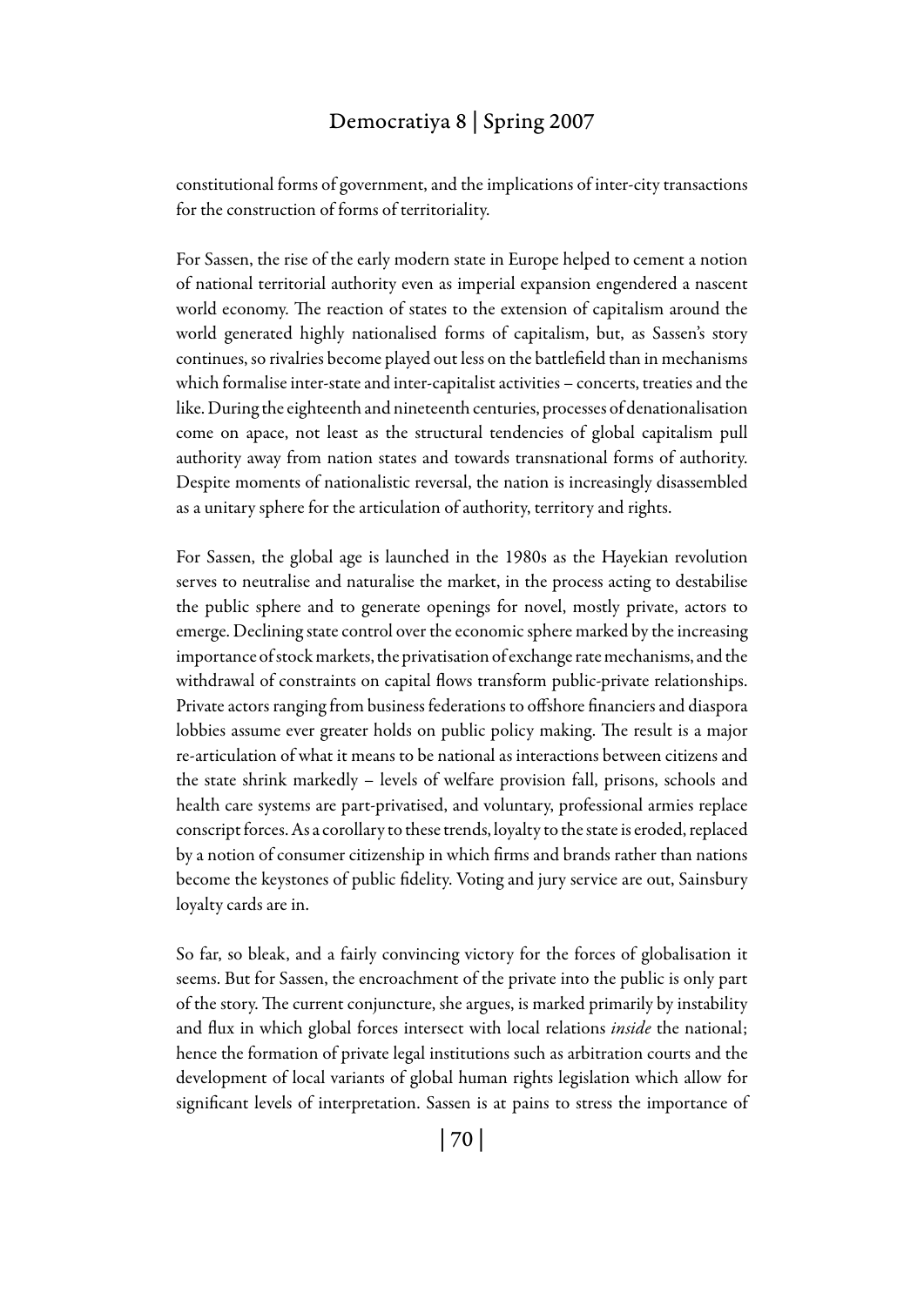constitutional forms of government, and the implications of inter-city transactions for the construction of forms of territoriality.

For Sassen, the rise of the early modern state in Europe helped to cement a notion of national territorial authority even as imperial expansion engendered a nascent world economy. The reaction of states to the extension of capitalism around the world generated highly nationalised forms of capitalism, but, as Sassen's story continues, so rivalries become played out less on the battlefield than in mechanisms which formalise inter-state and inter-capitalist activities – concerts, treaties and the like. During the eighteenth and nineteenth centuries, processes of denationalisation come on apace, not least as the structural tendencies of global capitalism pull authority away from nation states and towards transnational forms of authority. Despite moments of nationalistic reversal, the nation is increasingly disassembled as a unitary sphere for the articulation of authority, territory and rights.

For Sassen, the global age is launched in the 1980s as the Hayekian revolution serves to neutralise and naturalise the market, in the process acting to destabilise the public sphere and to generate openings for novel, mostly private, actors to emerge. Declining state control over the economic sphere marked by the increasing importance of stock markets, the privatisation of exchange rate mechanisms, and the withdrawal of constraints on capital flows transform public-private relationships. Private actors ranging from business federations to offshore financiers and diaspora lobbies assume ever greater holds on public policy making. The result is a major re-articulation of what it means to be national as interactions between citizens and the state shrink markedly – levels of welfare provision fall, prisons, schools and health care systems are part-privatised, and voluntary, professional armies replace conscript forces. As a corollary to these trends, loyalty to the state is eroded, replaced by a notion of consumer citizenship in which firms and brands rather than nations become the keystones of public fidelity. Voting and jury service are out, Sainsbury loyalty cards are in.

So far, so bleak, and a fairly convincing victory for the forces of globalisation it seems. But for Sassen, the encroachment of the private into the public is only part of the story. The current conjuncture, she argues, is marked primarily by instability and flux in which global forces intersect with local relations *inside* the national; hence the formation of private legal institutions such as arbitration courts and the development of local variants of global human rights legislation which allow for significant levels of interpretation. Sassen is at pains to stress the importance of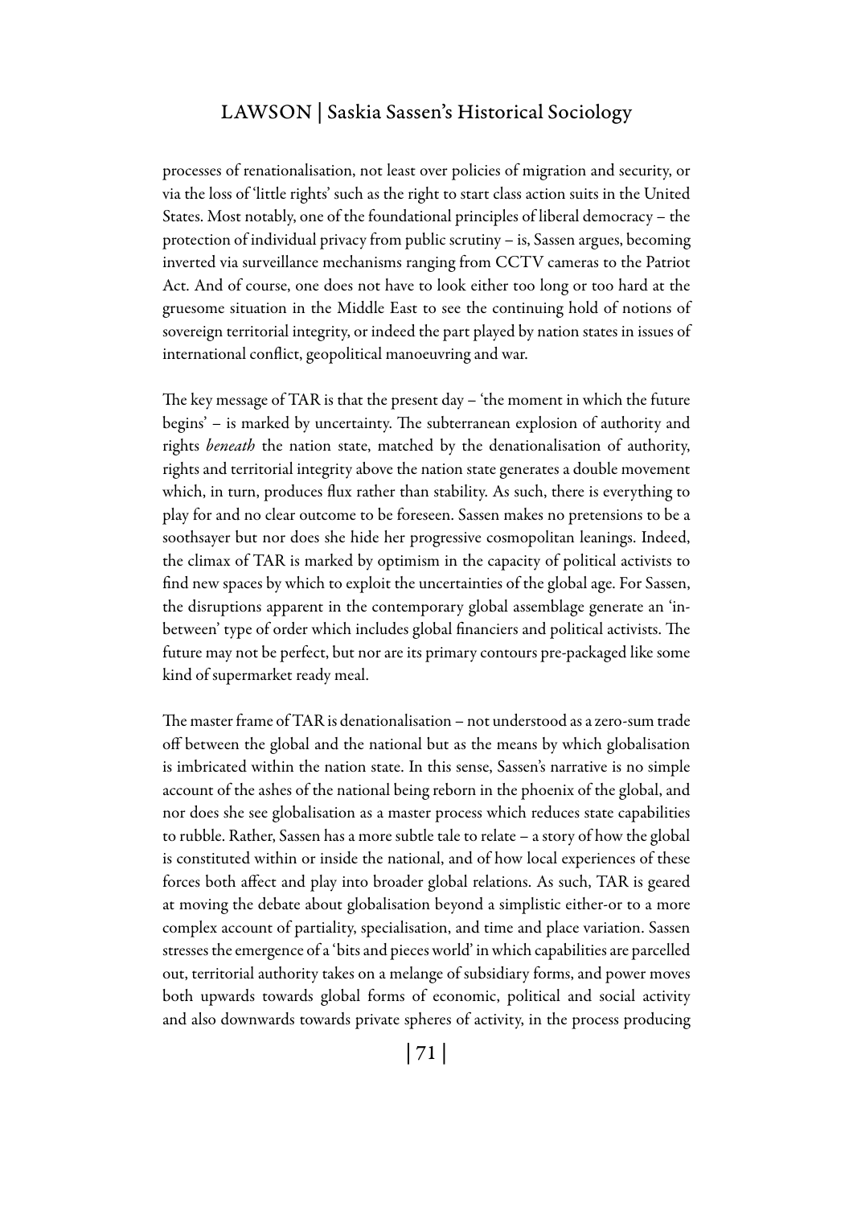processes of renationalisation, not least over policies of migration and security, or via the loss of 'little rights' such as the right to start class action suits in the United States. Most notably, one of the foundational principles of liberal democracy – the protection of individual privacy from public scrutiny – is, Sassen argues, becoming inverted via surveillance mechanisms ranging from CCTV cameras to the Patriot Act. And of course, one does not have to look either too long or too hard at the gruesome situation in the Middle East to see the continuing hold of notions of sovereign territorial integrity, or indeed the part played by nation states in issues of international conflict, geopolitical manoeuvring and war.

The key message of TAR is that the present day – 'the moment in which the future begins' – is marked by uncertainty. The subterranean explosion of authority and rights *beneath* the nation state, matched by the denationalisation of authority, rights and territorial integrity above the nation state generates a double movement which, in turn, produces flux rather than stability. As such, there is everything to play for and no clear outcome to be foreseen. Sassen makes no pretensions to be a soothsayer but nor does she hide her progressive cosmopolitan leanings. Indeed, the climax of TAR is marked by optimism in the capacity of political activists to find new spaces by which to exploit the uncertainties of the global age. For Sassen, the disruptions apparent in the contemporary global assemblage generate an 'in-between' type of order which includes global financiers and political activists. The future may not be perfect, but nor are its primary contours pre-packaged like some kind of supermarket ready meal.

The master frame of TAR is denationalisation – not understood as a zero-sum trade off between the global and the national but as the means by which globalisation is imbricated within the nation state. In this sense, Sassen's narrative is no simple account of the ashes of the national being reborn in the phoenix of the global, and nor does she see globalisation as a master process which reduces state capabilities to rubble. Rather, Sassen has a more subtle tale to relate – a story of how the global is constituted within or inside the national, and of how local experiences of these forces both affect and play into broader global relations. As such, TAR is geared at moving the debate about globalisation beyond a simplistic either-or to a more complex account of partiality, specialisation, and time and place variation. Sassen stresses the emergence of a 'bits and pieces world' in which capabilities are parcelled out, territorial authority takes on a melange of subsidiary forms, and power moves both upwards towards global forms of economic, political and social activity and also downwards towards private spheres of activity, in the process producing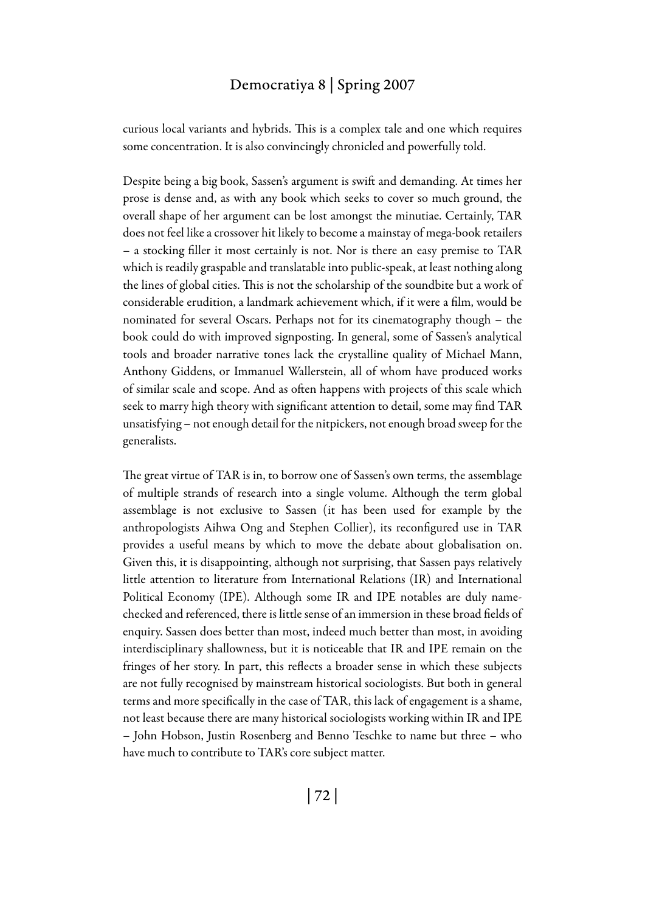curious local variants and hybrids. This is a complex tale and one which requires some concentration. It is also convincingly chronicled and powerfully told.

Despite being a big book, Sassen's argument is swift and demanding. At times her prose is dense and, as with any book which seeks to cover so much ground, the overall shape of her argument can be lost amongst the minutiae. Certainly, TAR does not feel like a crossover hit likely to become a mainstay of mega-book retailers – a stocking filler it most certainly is not. Nor is there an easy premise to TAR which is readily graspable and translatable into public-speak, at least nothing along the lines of global cities. This is not the scholarship of the soundbite but a work of considerable erudition, a landmark achievement which, if it were a film, would be nominated for several Oscars. Perhaps not for its cinematography though – the book could do with improved signposting. In general, some of Sassen's analytical tools and broader narrative tones lack the crystalline quality of Michael Mann, Anthony Giddens, or Immanuel Wallerstein, all of whom have produced works of similar scale and scope. And as often happens with projects of this scale which seek to marry high theory with significant attention to detail, some may find TAR unsatisfying – not enough detail for the nitpickers, not enough broad sweep for the generalists.

The great virtue of TAR is in, to borrow one of Sassen's own terms, the assemblage of multiple strands of research into a single volume. Although the term global assemblage is not exclusive to Sassen (it has been used for example by the anthropologists Aihwa Ong and Stephen Collier), its reconfigured use in TAR provides a useful means by which to move the debate about globalisation on. Given this, it is disappointing, although not surprising, that Sassen pays relatively little attention to literature from International Relations (IR) and International Political Economy (IPE). Although some IR and IPE notables are duly name-checked and referenced, there is little sense of an immersion in these broad fields of enquiry. Sassen does better than most, indeed much better than most, in avoiding interdisciplinary shallowness, but it is noticeable that IR and IPE remain on the fringes of her story. In part, this reflects a broader sense in which these subjects are not fully recognised by mainstream historical sociologists. But both in general terms and more specifically in the case of TAR, this lack of engagement is a shame, not least because there are many historical sociologists working within IR and IPE – John Hobson, Justin Rosenberg and Benno Teschke to name but three – who have much to contribute to TAR's core subject matter.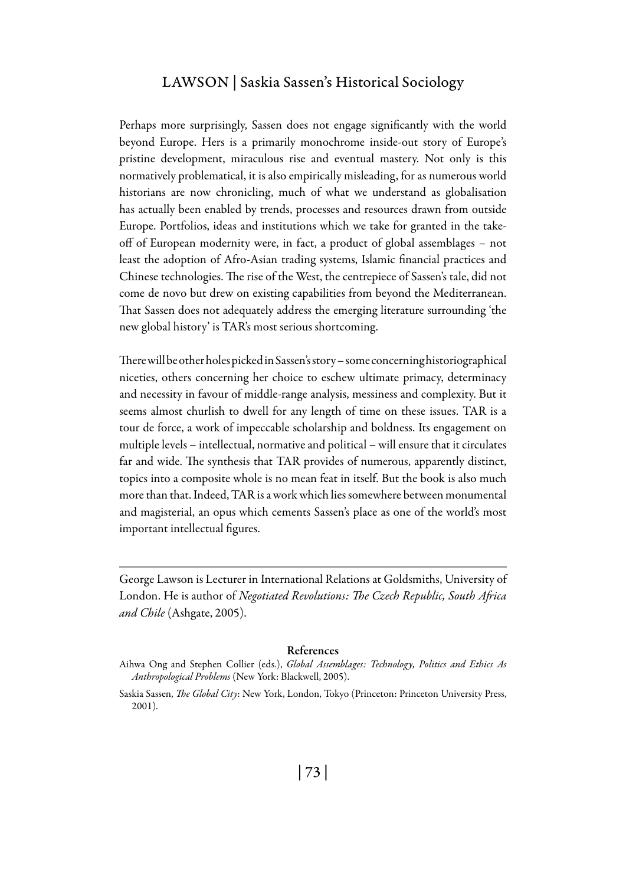Perhaps more surprisingly, Sassen does not engage significantly with the world beyond Europe. Hers is a primarily monochrome inside-out story of Europe's pristine development, miraculous rise and eventual mastery. Not only is this normatively problematical, it is also empirically misleading, for as numerous world historians are now chronicling, much of what we understand as globalisation has actually been enabled by trends, processes and resources drawn from outside Europe. Portfolios, ideas and institutions which we take for granted in the take-off of European modernity were, in fact, a product of global assemblages – not least the adoption of Afro-Asian trading systems, Islamic financial practices and Chinese technologies. The rise of the West, the centrepiece of Sassen's tale, did not come de novo but drew on existing capabilities from beyond the Mediterranean. That Sassen does not adequately address the emerging literature surrounding 'the new global history' is TAR's most serious shortcoming.

There will be other holes picked in Sassen's story – some concerning historiographical niceties, others concerning her choice to eschew ultimate primacy, determinacy and necessity in favour of middle-range analysis, messiness and complexity. But it seems almost churlish to dwell for any length of time on these issues. TAR is a tour de force, a work of impeccable scholarship and boldness. Its engagement on multiple levels – intellectual, normative and political – will ensure that it circulates far and wide. The synthesis that TAR provides of numerous, apparently distinct, topics into a composite whole is no mean feat in itself. But the book is also much more than that. Indeed, TAR is a work which lies somewhere between monumental and magisterial, an opus which cements Sassen's place as one of the world's most important intellectual figures.

---

George Lawson is Lecturer in International Relations at Goldsmiths, University of London. He is author of *Negotiated Revolutions: The Czech Republic, South Africa and Chile* (Ashgate, 2005).

## References

Aihwa Ong and Stephen Collier (eds.), *Global Assemblages: Technology, Politics and Ethics As Anthropological Problems* (New York: Blackwell, 2005).

Saskia Sassen, *The Global City*: New York, London, Tokyo (Princeton: Princeton University Press, 2001).